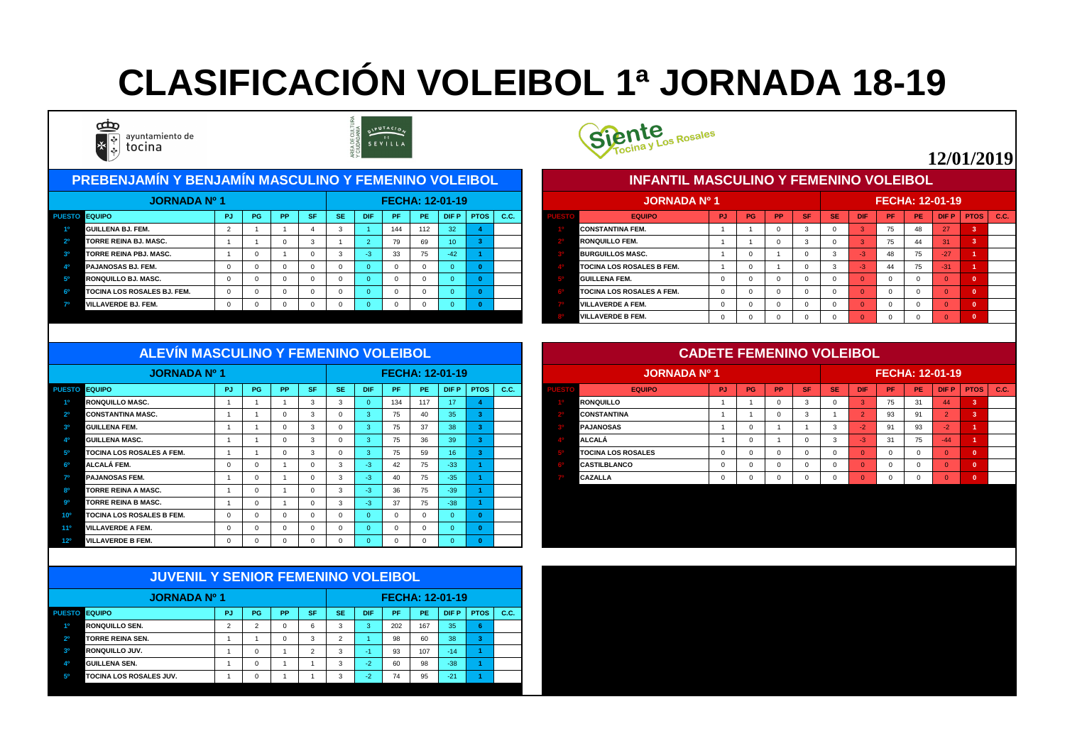# CLASIFICACIÓN VOLEIBOL 1ª JORNADA 18-19

ayuntamiento de tocina

**12/01/2019**

## PREBENJAMÍN Y BENJAMÍN MASCULINO Y FEMENINO VOLEIBOL

**JORNADA Nº 1** — **FECHA: 12-01-19**

| PUESTO | EQUIPO | PJ | PG | PP | SF | SE | DIF | PF | PE | DIF P | PTOS | C.C. |
|---|---|---|---|---|---|---|---|---|---|---|---|---|
| 1º | GUILLENA BJ. FEM. | 2 | 1 | 1 | 4 | 3 | 1 | 144 | 112 | 32 | 4 | |
| 2º | TORRE REINA BJ. MASC. | 1 | 1 | 0 | 3 | 1 | 2 | 79 | 69 | 10 | 3 | |
| 3º | TORRE REINA PBJ. MASC. | 1 | 0 | 1 | 0 | 3 | -3 | 33 | 75 | -42 | 1 | |
| 4º | PAJANOSAS BJ. FEM. | 0 | 0 | 0 | 0 | 0 | 0 | 0 | 0 | 0 | 0 | |
| 5º | RONQUILLO BJ. MASC. | 0 | 0 | 0 | 0 | 0 | 0 | 0 | 0 | 0 | 0 | |
| 6º | TOCINA LOS ROSALES BJ. FEM. | 0 | 0 | 0 | 0 | 0 | 0 | 0 | 0 | 0 | 0 | |
| 7º | VILLAVERDE BJ. FEM. | 0 | 0 | 0 | 0 | 0 | 0 | 0 | 0 | 0 | 0 | |

## INFANTIL MASCULINO Y FEMENINO VOLEIBOL

**JORNADA Nº 1** — **FECHA: 12-01-19**

| PUESTO | EQUIPO | PJ | PG | PP | SF | SE | DIF | PF | PE | DIF P | PTOS | C.C. |
|---|---|---|---|---|---|---|---|---|---|---|---|---|
| 1º | CONSTANTINA FEM. | 1 | 1 | 0 | 3 | 0 | 3 | 75 | 48 | 27 | 3 | |
| 2º | RONQUILLO FEM. | 1 | 1 | 0 | 3 | 0 | 3 | 75 | 44 | 31 | 3 | |
| 3º | BURGUILLOS MASC. | 1 | 0 | 1 | 0 | 3 | -3 | 48 | 75 | -27 | 1 | |
| 4º | TOCINA LOS ROSALES B FEM. | 1 | 0 | 1 | 0 | 3 | -3 | 44 | 75 | -31 | 1 | |
| 5º | GUILLENA FEM. | 0 | 0 | 0 | 0 | 0 | 0 | 0 | 0 | 0 | 0 | |
| 6º | TOCINA LOS ROSALES A FEM. | 0 | 0 | 0 | 0 | 0 | 0 | 0 | 0 | 0 | 0 | |
| 7º | VILLAVERDE A FEM. | 0 | 0 | 0 | 0 | 0 | 0 | 0 | 0 | 0 | 0 | |
| 8º | VILLAVERDE B FEM. | 0 | 0 | 0 | 0 | 0 | 0 | 0 | 0 | 0 | 0 | |

## ALEVÍN MASCULINO Y FEMENINO VOLEIBOL

**JORNADA Nº 1** — **FECHA: 12-01-19**

| PUESTO | EQUIPO | PJ | PG | PP | SF | SE | DIF | PF | PE | DIF P | PTOS | C.C. |
|---|---|---|---|---|---|---|---|---|---|---|---|---|
| 1º | RONQUILLO MASC. | 1 | 1 | 1 | 3 | 3 | 0 | 134 | 117 | 17 | 4 | |
| 2º | CONSTANTINA MASC. | 1 | 1 | 0 | 3 | 0 | 3 | 75 | 40 | 35 | 3 | |
| 3º | GUILLENA FEM. | 1 | 1 | 0 | 3 | 0 | 3 | 75 | 37 | 38 | 3 | |
| 4º | GUILLENA MASC. | 1 | 1 | 0 | 3 | 0 | 3 | 75 | 36 | 39 | 3 | |
| 5º | TOCINA LOS ROSALES A FEM. | 1 | 1 | 0 | 3 | 0 | 3 | 75 | 59 | 16 | 3 | |
| 6º | ALCALÁ FEM. | 0 | 0 | 1 | 0 | 3 | -3 | 42 | 75 | -33 | 1 | |
| 7º | PAJANOSAS FEM. | 1 | 0 | 1 | 0 | 3 | -3 | 40 | 75 | -35 | 1 | |
| 8º | TORRE REINA A MASC. | 1 | 0 | 1 | 0 | 3 | -3 | 36 | 75 | -39 | 1 | |
| 9º | TORRE REINA B MASC. | 1 | 0 | 1 | 0 | 3 | -3 | 37 | 75 | -38 | 1 | |
| 10º | TOCINA LOS ROSALES B FEM. | 0 | 0 | 0 | 0 | 0 | 0 | 0 | 0 | 0 | 0 | |
| 11º | VILLAVERDE A FEM. | 0 | 0 | 0 | 0 | 0 | 0 | 0 | 0 | 0 | 0 | |
| 12º | VILLAVERDE B FEM. | 0 | 0 | 0 | 0 | 0 | 0 | 0 | 0 | 0 | 0 | |

## CADETE FEMENINO VOLEIBOL

**JORNADA Nº 1** — **FECHA: 12-01-19**

| PUESTO | EQUIPO | PJ | PG | PP | SF | SE | DIF | PF | PE | DIF P | PTOS | C.C. |
|---|---|---|---|---|---|---|---|---|---|---|---|---|
| 1º | RONQUILLO | 1 | 1 | 0 | 3 | 0 | 3 | 75 | 31 | 44 | 3 | |
| 2º | CONSTANTINA | 1 | 1 | 0 | 3 | 1 | 2 | 93 | 91 | 2 | 3 | |
| 3º | PAJANOSAS | 1 | 0 | 1 | 1 | 3 | -2 | 91 | 93 | -2 | 1 | |
| 4º | ALCALÁ | 1 | 0 | 1 | 0 | 3 | -3 | 31 | 75 | -44 | 1 | |
| 5º | TOCINA LOS ROSALES | 0 | 0 | 0 | 0 | 0 | 0 | 0 | 0 | 0 | 0 | |
| 6º | CASTILBLANCO | 0 | 0 | 0 | 0 | 0 | 0 | 0 | 0 | 0 | 0 | |
| 7º | CAZALLA | 0 | 0 | 0 | 0 | 0 | 0 | 0 | 0 | 0 | 0 | |

## JUVENIL Y SENIOR FEMENINO VOLEIBOL

**JORNADA Nº 1** — **FECHA: 12-01-19**

| PUESTO | EQUIPO | PJ | PG | PP | SF | SE | DIF | PF | PE | DIF P | PTOS | C.C. |
|---|---|---|---|---|---|---|---|---|---|---|---|---|
| 1º | RONQUILLO SEN. | 2 | 2 | 0 | 6 | 3 | 3 | 202 | 167 | 35 | 6 | |
| 2º | TORRE REINA SEN. | 1 | 1 | 0 | 3 | 2 | 1 | 98 | 60 | 38 | 3 | |
| 3º | RONQUILLO JUV. | 1 | 0 | 1 | 2 | 3 | -1 | 93 | 107 | -14 | 1 | |
| 4º | GUILLENA SEN. | 1 | 0 | 1 | 1 | 3 | -2 | 60 | 98 | -38 | 1 | |
| 5º | TOCINA LOS ROSALES JUV. | 1 | 0 | 1 | 1 | 3 | -2 | 74 | 95 | -21 | 1 | |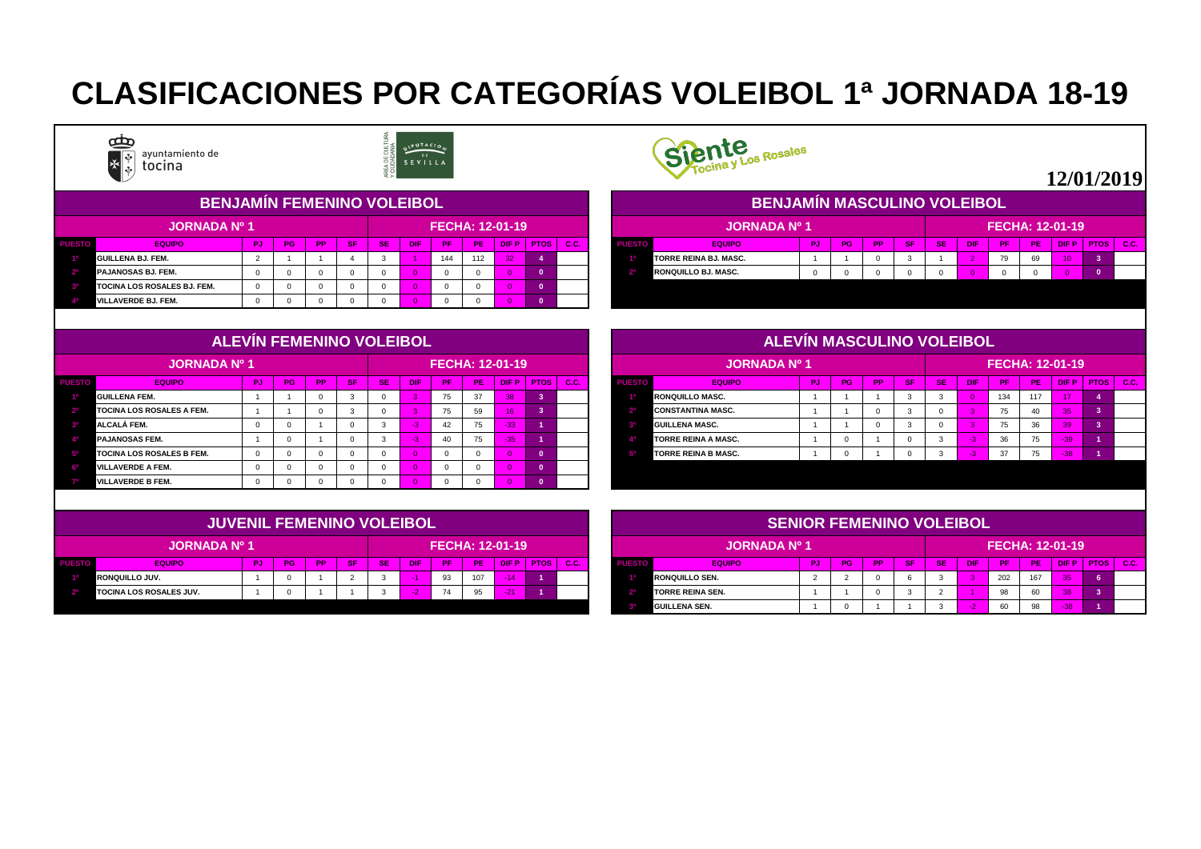# CLASIFICACIONES POR CATEGORÍAS VOLEIBOL 1ª JORNADA 18-19

ayuntamiento de tocina

Siente Tocina y Los Rosales

**12/01/2019**

## BENJAMÍN FEMENINO VOLEIBOL

JORNADA Nº 1 — FECHA: 12-01-19

| PUESTO | EQUIPO | PJ | PG | PP | SF | SE | DIF | PF | PE | DIF P | PTOS | C.C. |
|---|---|---|---|---|---|---|---|---|---|---|---|---|
| 1º | GUILLENA BJ. FEM. | 2 | 1 | 1 | 4 | 3 | 1 | 144 | 112 | 32 | 4 | |
| 2º | PAJANOSAS BJ. FEM. | 0 | 0 | 0 | 0 | 0 | 0 | 0 | 0 | 0 | 0 | |
| 3º | TOCINA LOS ROSALES BJ. FEM. | 0 | 0 | 0 | 0 | 0 | 0 | 0 | 0 | 0 | 0 | |
| 4º | VILLAVERDE BJ. FEM. | 0 | 0 | 0 | 0 | 0 | 0 | 0 | 0 | 0 | 0 | |

## BENJAMÍN MASCULINO VOLEIBOL

JORNADA Nº 1 — FECHA: 12-01-19

| PUESTO | EQUIPO | PJ | PG | PP | SF | SE | DIF | PF | PE | DIF P | PTOS | C.C. |
|---|---|---|---|---|---|---|---|---|---|---|---|---|
| 1º | TORRE REINA BJ. MASC. | 1 | 1 | 0 | 3 | 1 | 2 | 79 | 69 | 10 | 3 | |
| 2º | RONQUILLO BJ. MASC. | 0 | 0 | 0 | 0 | 0 | 0 | 0 | 0 | 0 | 0 | |

## ALEVÍN FEMENINO VOLEIBOL

JORNADA Nº 1 — FECHA: 12-01-19

| PUESTO | EQUIPO | PJ | PG | PP | SF | SE | DIF | PF | PE | DIF P | PTOS | C.C. |
|---|---|---|---|---|---|---|---|---|---|---|---|---|
| 1º | GUILLENA FEM. | 1 | 1 | 0 | 3 | 0 | 3 | 75 | 37 | 38 | 3 | |
| 2º | TOCINA LOS ROSALES A FEM. | 1 | 1 | 0 | 3 | 0 | 3 | 75 | 59 | 16 | 3 | |
| 3º | ALCALÁ FEM. | 0 | 0 | 1 | 0 | 3 | -3 | 42 | 75 | -33 | 1 | |
| 4º | PAJANOSAS FEM. | 1 | 0 | 1 | 0 | 3 | -3 | 40 | 75 | -35 | 1 | |
| 5º | TOCINA LOS ROSALES B FEM. | 0 | 0 | 0 | 0 | 0 | 0 | 0 | 0 | 0 | 0 | |
| 6º | VILLAVERDE A FEM. | 0 | 0 | 0 | 0 | 0 | 0 | 0 | 0 | 0 | 0 | |
| 7º | VILLAVERDE B FEM. | 0 | 0 | 0 | 0 | 0 | 0 | 0 | 0 | 0 | 0 | |

## ALEVÍN MASCULINO VOLEIBOL

JORNADA Nº 1 — FECHA: 12-01-19

| PUESTO | EQUIPO | PJ | PG | PP | SF | SE | DIF | PF | PE | DIF P | PTOS | C.C. |
|---|---|---|---|---|---|---|---|---|---|---|---|---|
| 1º | RONQUILLO MASC. | 1 | 1 | 1 | 3 | 3 | 0 | 134 | 117 | 17 | 4 | |
| 2º | CONSTANTINA MASC. | 1 | 1 | 0 | 3 | 0 | 3 | 75 | 40 | 35 | 3 | |
| 3º | GUILLENA MASC. | 1 | 1 | 0 | 3 | 0 | 3 | 75 | 36 | 39 | 3 | |
| 4º | TORRE REINA A MASC. | 1 | 0 | 1 | 0 | 3 | -3 | 36 | 75 | -39 | 1 | |
| 5º | TORRE REINA B MASC. | 1 | 0 | 1 | 0 | 3 | -3 | 37 | 75 | -38 | 1 | |

## JUVENIL FEMENINO VOLEIBOL

JORNADA Nº 1 — FECHA: 12-01-19

| PUESTO | EQUIPO | PJ | PG | PP | SF | SE | DIF | PF | PE | DIF P | PTOS | C.C. |
|---|---|---|---|---|---|---|---|---|---|---|---|---|
| 1º | RONQUILLO JUV. | 1 | 0 | 1 | 2 | 3 | -1 | 93 | 107 | -14 | 1 | |
| 2º | TOCINA LOS ROSALES JUV. | 1 | 0 | 1 | 1 | 3 | -2 | 74 | 95 | -21 | 1 | |

## SENIOR FEMENINO VOLEIBOL

JORNADA Nº 1 — FECHA: 12-01-19

| PUESTO | EQUIPO | PJ | PG | PP | SF | SE | DIF | PF | PE | DIF P | PTOS | C.C. |
|---|---|---|---|---|---|---|---|---|---|---|---|---|
| 1º | RONQUILLO SEN. | 2 | 2 | 0 | 6 | 3 | 3 | 202 | 167 | 35 | 6 | |
| 2º | TORRE REINA SEN. | 1 | 1 | 0 | 3 | 2 | 1 | 98 | 60 | 38 | 3 | |
| 3º | GUILLENA SEN. | 1 | 0 | 1 | 1 | 3 | -2 | 60 | 98 | -38 | 1 | |